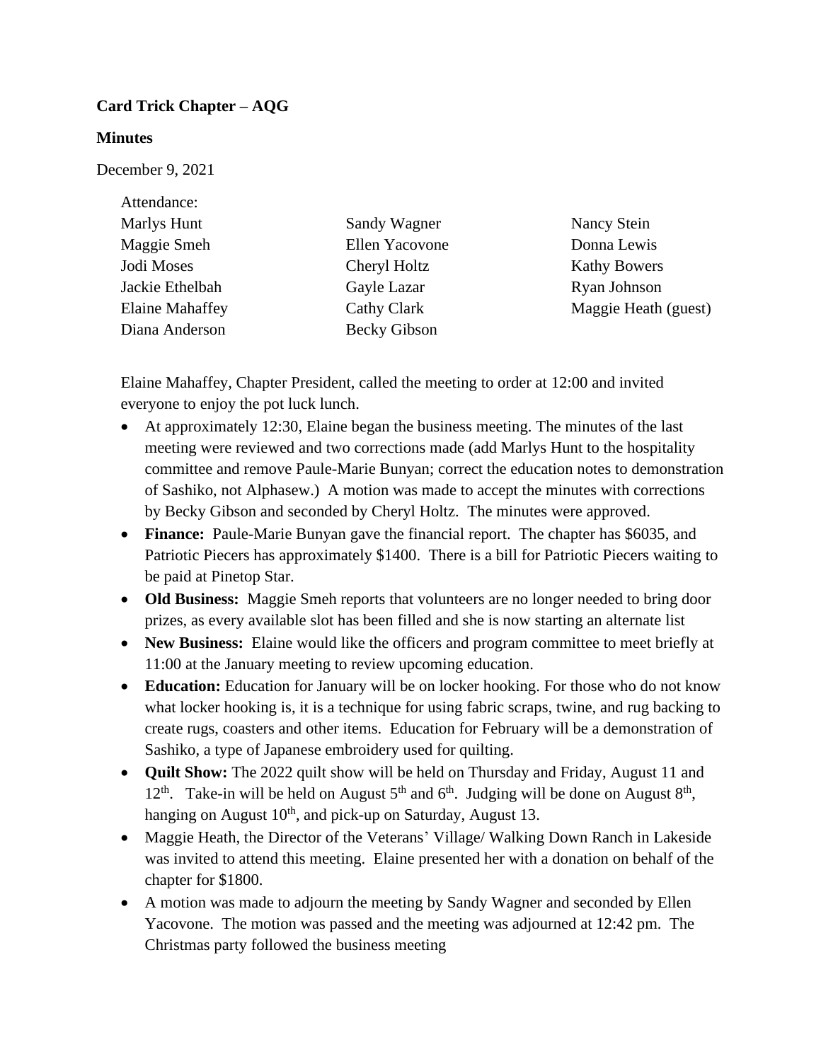**Card Trick Chapter – AQG**

**Minutes**

December 9, 2021

Attendance:

| | | |
|---|---|---|
| Marlys Hunt | Sandy Wagner | Nancy Stein |
| Maggie Smeh | Ellen Yacovone | Donna Lewis |
| Jodi Moses | Cheryl Holtz | Kathy Bowers |
| Jackie Ethelbah | Gayle Lazar | Ryan Johnson |
| Elaine Mahaffey | Cathy Clark | Maggie Heath (guest) |
| Diana Anderson | Becky Gibson | |

Elaine Mahaffey, Chapter President, called the meeting to order at 12:00 and invited everyone to enjoy the pot luck lunch.

- At approximately 12:30, Elaine began the business meeting. The minutes of the last meeting were reviewed and two corrections made (add Marlys Hunt to the hospitality committee and remove Paule-Marie Bunyan; correct the education notes to demonstration of Sashiko, not Alphasew.) A motion was made to accept the minutes with corrections by Becky Gibson and seconded by Cheryl Holtz. The minutes were approved.
- **Finance:** Paule-Marie Bunyan gave the financial report. The chapter has $6035, and Patriotic Piecers has approximately $1400. There is a bill for Patriotic Piecers waiting to be paid at Pinetop Star.
- **Old Business:** Maggie Smeh reports that volunteers are no longer needed to bring door prizes, as every available slot has been filled and she is now starting an alternate list
- **New Business:** Elaine would like the officers and program committee to meet briefly at 11:00 at the January meeting to review upcoming education.
- **Education:** Education for January will be on locker hooking. For those who do not know what locker hooking is, it is a technique for using fabric scraps, twine, and rug backing to create rugs, coasters and other items. Education for February will be a demonstration of Sashiko, a type of Japanese embroidery used for quilting.
- **Quilt Show:** The 2022 quilt show will be held on Thursday and Friday, August 11 and 12th. Take-in will be held on August 5th and 6th. Judging will be done on August 8th, hanging on August 10th, and pick-up on Saturday, August 13.
- Maggie Heath, the Director of the Veterans' Village/ Walking Down Ranch in Lakeside was invited to attend this meeting. Elaine presented her with a donation on behalf of the chapter for $1800.
- A motion was made to adjourn the meeting by Sandy Wagner and seconded by Ellen Yacovone. The motion was passed and the meeting was adjourned at 12:42 pm. The Christmas party followed the business meeting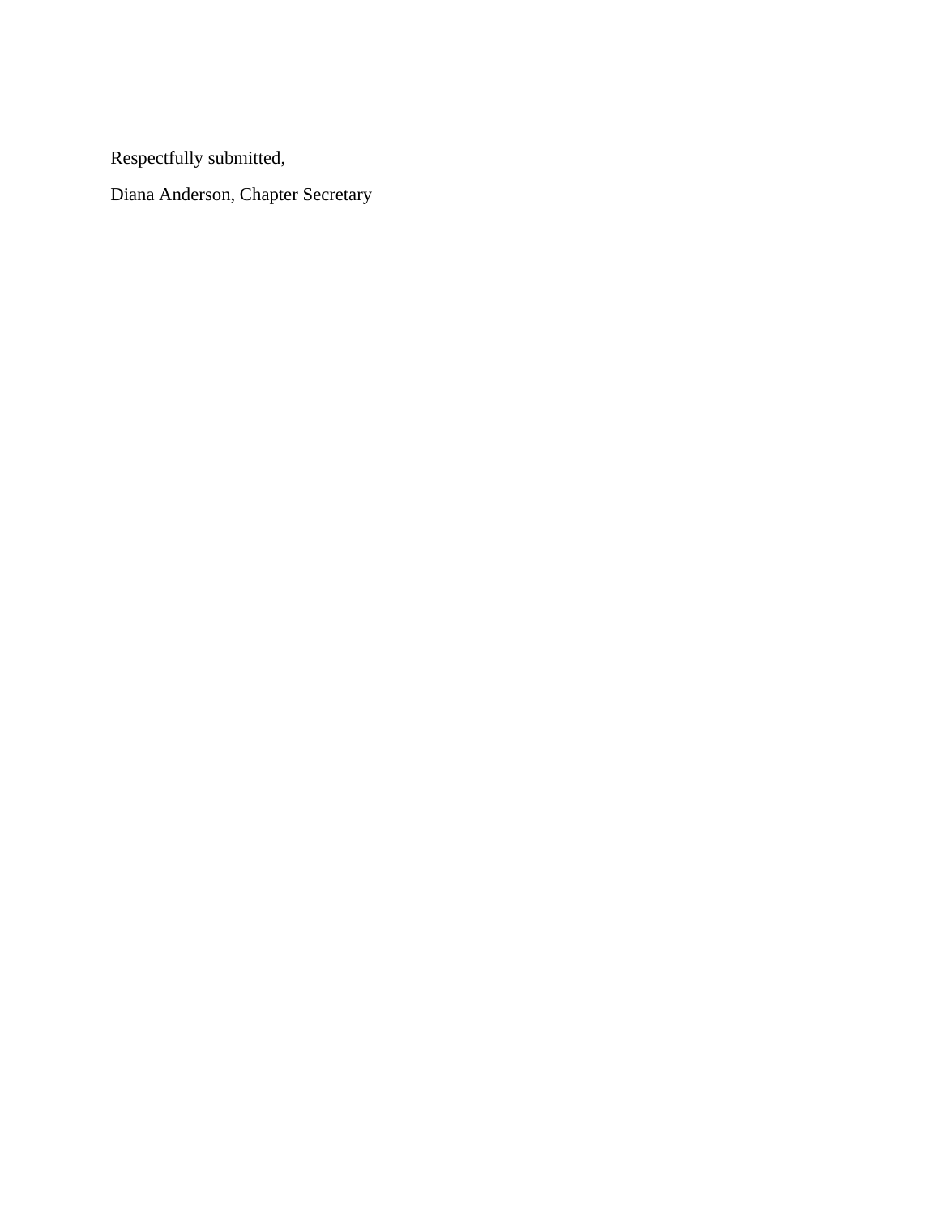Respectfully submitted,

Diana Anderson, Chapter Secretary